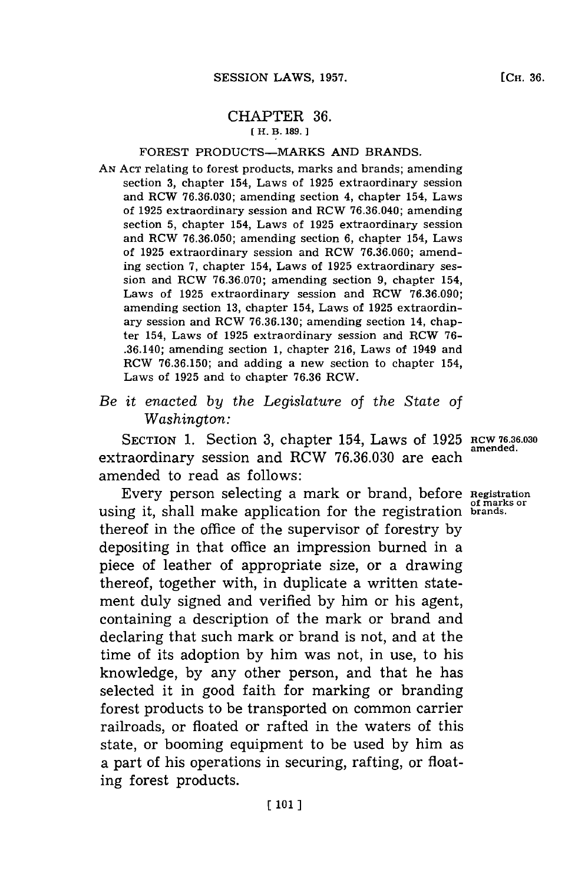# CHAPTER 36.

[ H. B. 189. ]

## FOREST PRODUCTS—MARKS AND BRANDS.

AN ACT relating to forest products, marks and brands; amending section 3, chapter 154, Laws of 1925 extraordinary session and RCW 76.36.030; amending section 4, chapter 154, Laws of 1925 extraordinary session and RCW 76.36.040; amending section 5, chapter 154, Laws of 1925 extraordinary session and RCW 76.36.050; amending section 6, chapter 154, Laws of 1925 extraordinary session and RCW 76.36.060; amending section 7, chapter 154, Laws of 1925 extraordinary session and RCW 76.36.070; amending section 9, chapter 154, Laws of 1925 extraordinary session and RCW 76.36.090; amending section 13, chapter 154, Laws of 1925 extraordinary session and RCW 76.36.130; amending section 14, chapter 154, Laws of 1925 extraordinary session and RCW 76-.36.140; amending section 1, chapter 216, Laws of 1949 and RCW 76.36.150; and adding a new section to chapter 154, Laws of 1925 and to chapter 76.36 RCW.

*Be it enacted by the Legislature of the State of Washington:*

SECTION 1. Section 3, chapter 154, Laws of 1925 extraordinary session and RCW 76.36.030 are each amended to read as follows:

**RCW 76.36.030 amended.**

**Registration of marks or brands.**

Every person selecting a mark or brand, before using it, shall make application for the registration thereof in the office of the supervisor of forestry by depositing in that office an impression burned in a piece of leather of appropriate size, or a drawing thereof, together with, in duplicate a written statement duly signed and verified by him or his agent, containing a description of the mark or brand and declaring that such mark or brand is not, and at the time of its adoption by him was not, in use, to his knowledge, by any other person, and that he has selected it in good faith for marking or branding forest products to be transported on common carrier railroads, or floated or rafted in the waters of this state, or booming equipment to be used by him as a part of his operations in securing, rafting, or floating forest products.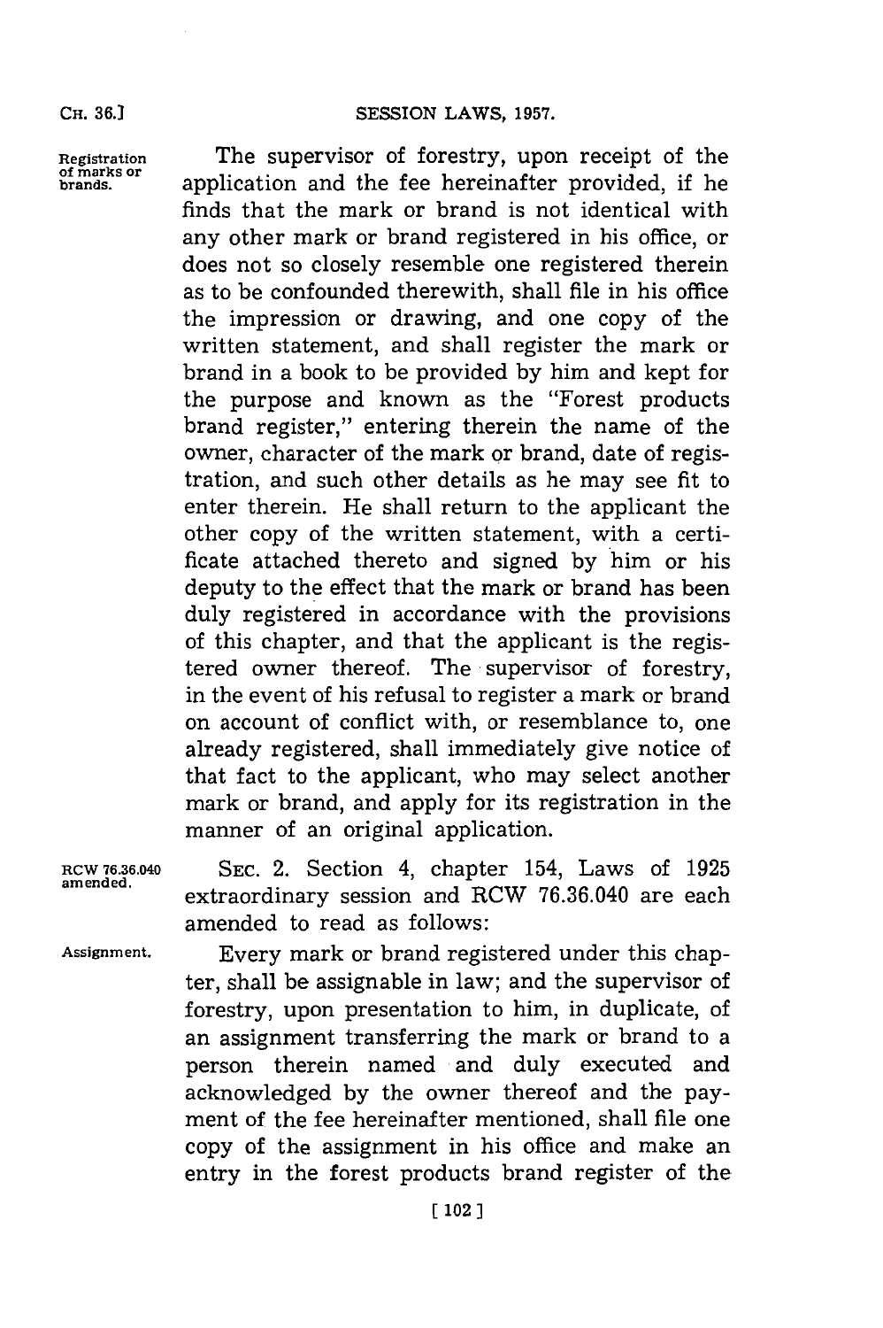Registration of marks or brands.

The supervisor of forestry, upon receipt of the application and the fee hereinafter provided, if he finds that the mark or brand is not identical with any other mark or brand registered in his office, or does not so closely resemble one registered therein as to be confounded therewith, shall file in his office the impression or drawing, and one copy of the written statement, and shall register the mark or brand in a book to be provided by him and kept for the purpose and known as the "Forest products brand register," entering therein the name of the owner, character of the mark or brand, date of registration, and such other details as he may see fit to enter therein. He shall return to the applicant the other copy of the written statement, with a certificate attached thereto and signed by him or his deputy to the effect that the mark or brand has been duly registered in accordance with the provisions of this chapter, and that the applicant is the registered owner thereof. The supervisor of forestry, in the event of his refusal to register a mark or brand on account of conflict with, or resemblance to, one already registered, shall immediately give notice of that fact to the applicant, who may select another mark or brand, and apply for its registration in the manner of an original application.

RCW 76.36.040 amended.

SEC. 2. Section 4, chapter 154, Laws of 1925 extraordinary session and RCW 76.36.040 are each amended to read as follows:

Assignment.

Every mark or brand registered under this chapter, shall be assignable in law; and the supervisor of forestry, upon presentation to him, in duplicate, of an assignment transferring the mark or brand to a person therein named and duly executed and acknowledged by the owner thereof and the payment of the fee hereinafter mentioned, shall file one copy of the assignment in his office and make an entry in the forest products brand register of the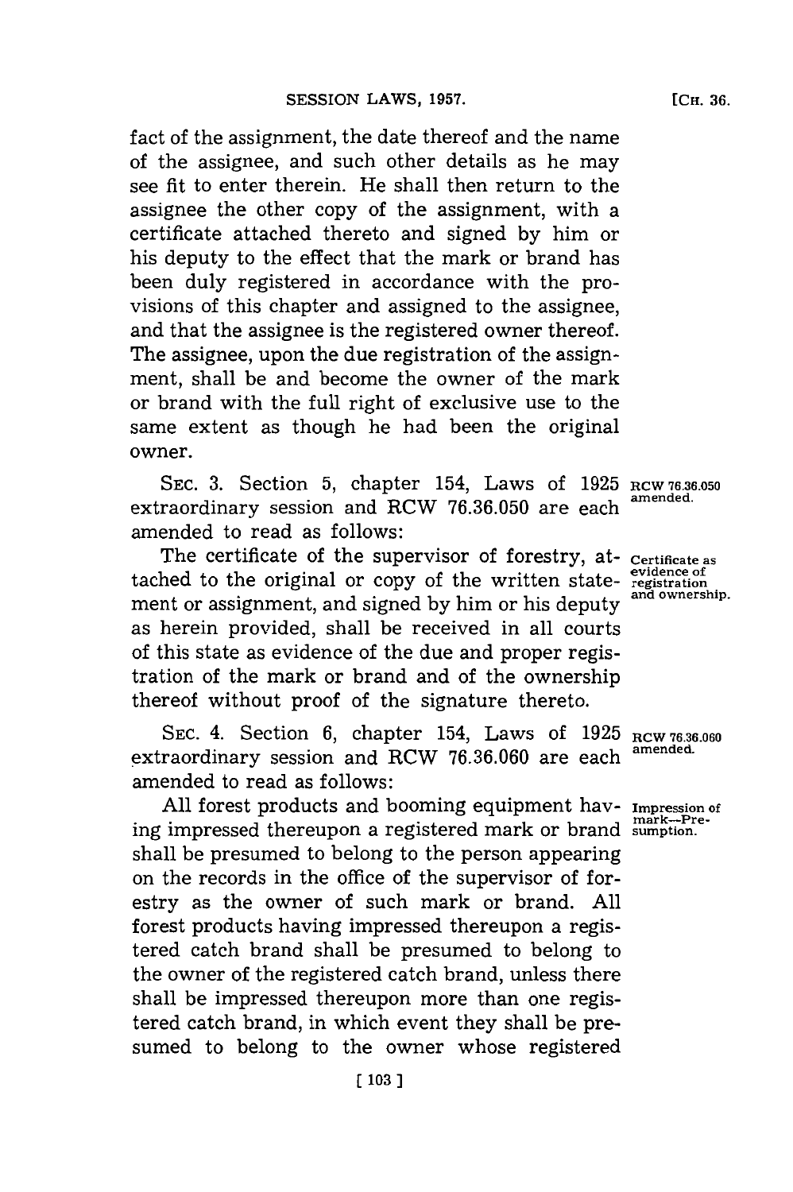fact of the assignment, the date thereof and the name of the assignee, and such other details as he may see fit to enter therein. He shall then return to the assignee the other copy of the assignment, with a certificate attached thereto and signed by him or his deputy to the effect that the mark or brand has been duly registered in accordance with the provisions of this chapter and assigned to the assignee, and that the assignee is the registered owner thereof. The assignee, upon the due registration of the assignment, shall be and become the owner of the mark or brand with the full right of exclusive use to the same extent as though he had been the original owner.

SEC. 3. Section 5, chapter 154, Laws of 1925 extraordinary session and RCW 76.36.050 are each amended to read as follows:

RCW 76.36.050 amended.

Certificate as evidence of registration and ownership.

The certificate of the supervisor of forestry, attached to the original or copy of the written statement or assignment, and signed by him or his deputy as herein provided, shall be received in all courts of this state as evidence of the due and proper registration of the mark or brand and of the ownership thereof without proof of the signature thereto.

SEC. 4. Section 6, chapter 154, Laws of 1925 extraordinary session and RCW 76.36.060 are each amended to read as follows:

RCW 76.36.060 amended.

Impression of mark—Presumption.

All forest products and booming equipment having impressed thereupon a registered mark or brand shall be presumed to belong to the person appearing on the records in the office of the supervisor of forestry as the owner of such mark or brand. All forest products having impressed thereupon a registered catch brand shall be presumed to belong to the owner of the registered catch brand, unless there shall be impressed thereupon more than one registered catch brand, in which event they shall be presumed to belong to the owner whose registered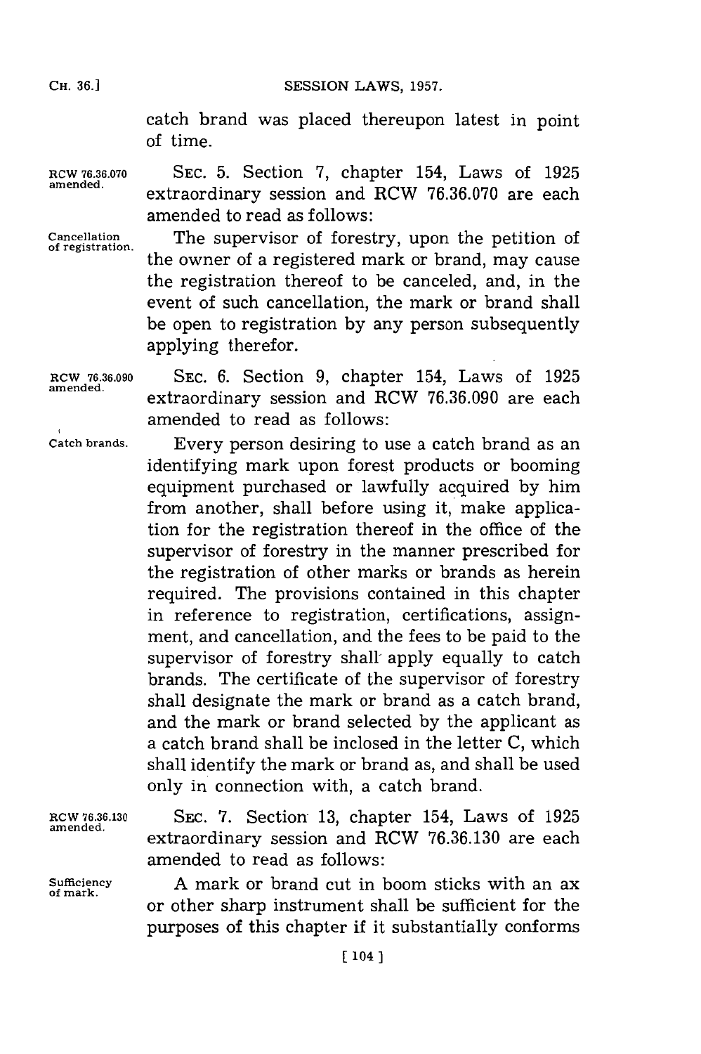catch brand was placed thereupon latest in point of time.

RCW 76.36.070 amended.

SEC. 5. Section 7, chapter 154, Laws of 1925 extraordinary session and RCW 76.36.070 are each amended to read as follows:

Cancellation of registration.

The supervisor of forestry, upon the petition of the owner of a registered mark or brand, may cause the registration thereof to be canceled, and, in the event of such cancellation, the mark or brand shall be open to registration by any person subsequently applying therefor.

RCW 76.36.090 amended.

SEC. 6. Section 9, chapter 154, Laws of 1925 extraordinary session and RCW 76.36.090 are each amended to read as follows:

Catch brands.

Every person desiring to use a catch brand as an identifying mark upon forest products or booming equipment purchased or lawfully acquired by him from another, shall before using it, make application for the registration thereof in the office of the supervisor of forestry in the manner prescribed for the registration of other marks or brands as herein required. The provisions contained in this chapter in reference to registration, certifications, assignment, and cancellation, and the fees to be paid to the supervisor of forestry shall apply equally to catch brands. The certificate of the supervisor of forestry shall designate the mark or brand as a catch brand, and the mark or brand selected by the applicant as a catch brand shall be inclosed in the letter C, which shall identify the mark or brand as, and shall be used only in connection with, a catch brand.

RCW 76.36.130 amended.

SEC. 7. Section 13, chapter 154, Laws of 1925 extraordinary session and RCW 76.36.130 are each amended to read as follows:

Sufficiency of mark.

A mark or brand cut in boom sticks with an ax or other sharp instrument shall be sufficient for the purposes of this chapter if it substantially conforms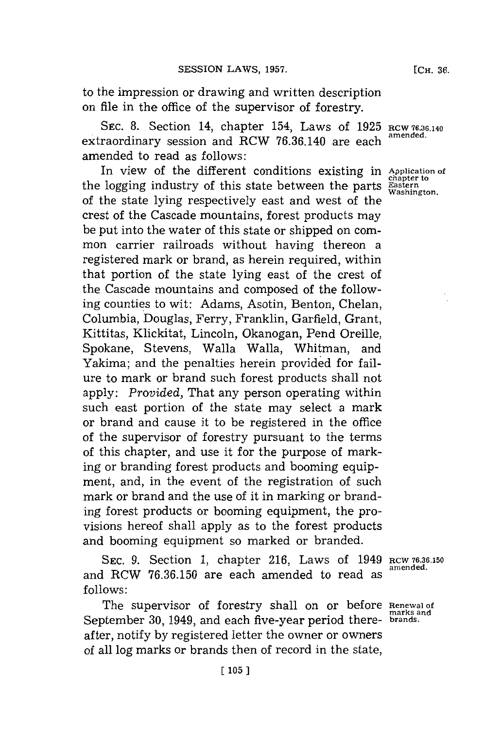to the impression or drawing and written description on file in the office of the supervisor of forestry.

SEC. 8. Section 14, chapter 154, Laws of 1925 extraordinary session and RCW 76.36.140 are each amended to read as follows:

RCW 76.36.140 amended.

In view of the different conditions existing in the logging industry of this state between the parts of the state lying respectively east and west of the crest of the Cascade mountains, forest products may be put into the water of this state or shipped on common carrier railroads without having thereon a registered mark or brand, as herein required, within that portion of the state lying east of the crest of the Cascade mountains and composed of the following counties to wit: Adams, Asotin, Benton, Chelan, Columbia, Douglas, Ferry, Franklin, Garfield, Grant, Kittitas, Klickitat, Lincoln, Okanogan, Pend Oreille, Spokane, Stevens, Walla Walla, Whitman, and Yakima; and the penalties herein provided for failure to mark or brand such forest products shall not apply: *Provided,* That any person operating within such east portion of the state may select a mark or brand and cause it to be registered in the office of the supervisor of forestry pursuant to the terms of this chapter, and use it for the purpose of marking or branding forest products and booming equipment, and, in the event of the registration of such mark or brand and the use of it in marking or branding forest products or booming equipment, the provisions hereof shall apply as to the forest products and booming equipment so marked or branded.

Application of chapter to Eastern Washington.

SEC. 9. Section 1, chapter 216, Laws of 1949 and RCW 76.36.150 are each amended to read as follows:

RCW 76.36.150 amended.

The supervisor of forestry shall on or before September 30, 1949, and each five-year period thereafter, notify by registered letter the owner or owners of all log marks or brands then of record in the state,

Renewal of marks and brands.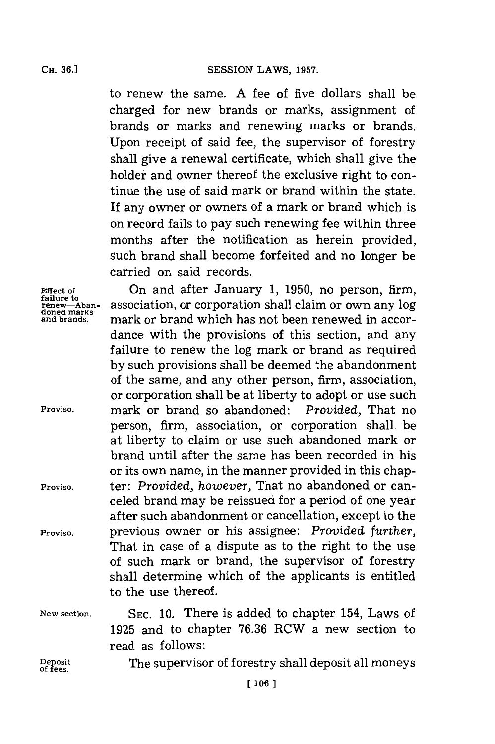to renew the same. A fee of five dollars shall be charged for new brands or marks, assignment of brands or marks and renewing marks or brands. Upon receipt of said fee, the supervisor of forestry shall give a renewal certificate, which shall give the holder and owner thereof the exclusive right to continue the use of said mark or brand within the state. If any owner or owners of a mark or brand which is on record fails to pay such renewing fee within three months after the notification as herein provided, such brand shall become forfeited and no longer be carried on said records.

Effect of failure to renew—Abandoned marks and brands.

On and after January 1, 1950, no person, firm, association, or corporation shall claim or own any log mark or brand which has not been renewed in accordance with the provisions of this section, and any failure to renew the log mark or brand as required by such provisions shall be deemed the abandonment of the same, and any other person, firm, association, or corporation shall be at liberty to adopt or use such mark or brand so abandoned: *Provided,* That no person, firm, association, or corporation shall be at liberty to claim or use such abandoned mark or brand until after the same has been recorded in his or its own name, in the manner provided in this chapter: *Provided, however,* That no abandoned or canceled brand may be reissued for a period of one year after such abandonment or cancellation, except to the previous owner or his assignee: *Provided further,* That in case of a dispute as to the right to the use of such mark or brand, the supervisor of forestry shall determine which of the applicants is entitled to the use thereof.

Proviso.

Proviso.

Proviso.

New section.

SEC. 10. There is added to chapter 154, Laws of 1925 and to chapter 76.36 RCW a new section to read as follows:

Deposit of fees.

The supervisor of forestry shall deposit all moneys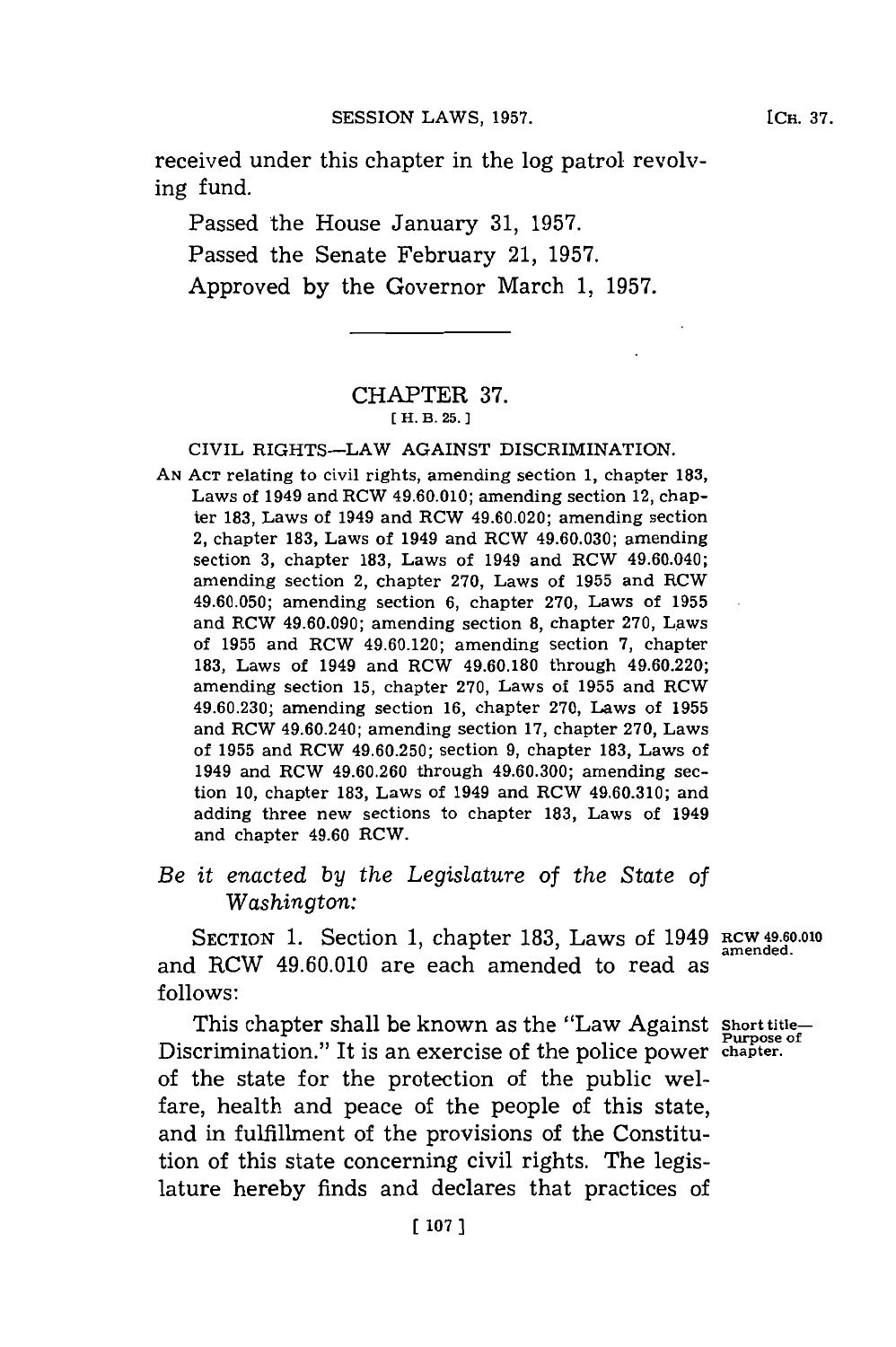received under this chapter in the log patrol revolving fund.

Passed the House January 31, 1957.

Passed the Senate February 21, 1957.

Approved by the Governor March 1, 1957.

---

## CHAPTER 37.

[H. B. 25.]

CIVIL RIGHTS—LAW AGAINST DISCRIMINATION.

AN ACT relating to civil rights, amending section 1, chapter 183, Laws of 1949 and RCW 49.60.010; amending section 12, chapter 183, Laws of 1949 and RCW 49.60.020; amending section 2, chapter 183, Laws of 1949 and RCW 49.60.030; amending section 3, chapter 183, Laws of 1949 and RCW 49.60.040; amending section 2, chapter 270, Laws of 1955 and RCW 49.60.050; amending section 6, chapter 270, Laws of 1955 and RCW 49.60.090; amending section 8, chapter 270, Laws of 1955 and RCW 49.60.120; amending section 7, chapter 183, Laws of 1949 and RCW 49.60.180 through 49.60.220; amending section 15, chapter 270, Laws of 1955 and RCW 49.60.230; amending section 16, chapter 270, Laws of 1955 and RCW 49.60.240; amending section 17, chapter 270, Laws of 1955 and RCW 49.60.250; section 9, chapter 183, Laws of 1949 and RCW 49.60.260 through 49.60.300; amending section 10, chapter 183, Laws of 1949 and RCW 49.60.310; and adding three new sections to chapter 183, Laws of 1949 and chapter 49.60 RCW.

*Be it enacted by the Legislature of the State of Washington:*

SECTION 1. Section 1, chapter 183, Laws of 1949 and RCW 49.60.010 are each amended to read as follows:

RCW 49.60.010 amended.

This chapter shall be known as the "Law Against Discrimination." It is an exercise of the police power of the state for the protection of the public welfare, health and peace of the people of this state, and in fulfillment of the provisions of the Constitution of this state concerning civil rights. The legislature hereby finds and declares that practices of

Short title—Purpose of chapter.